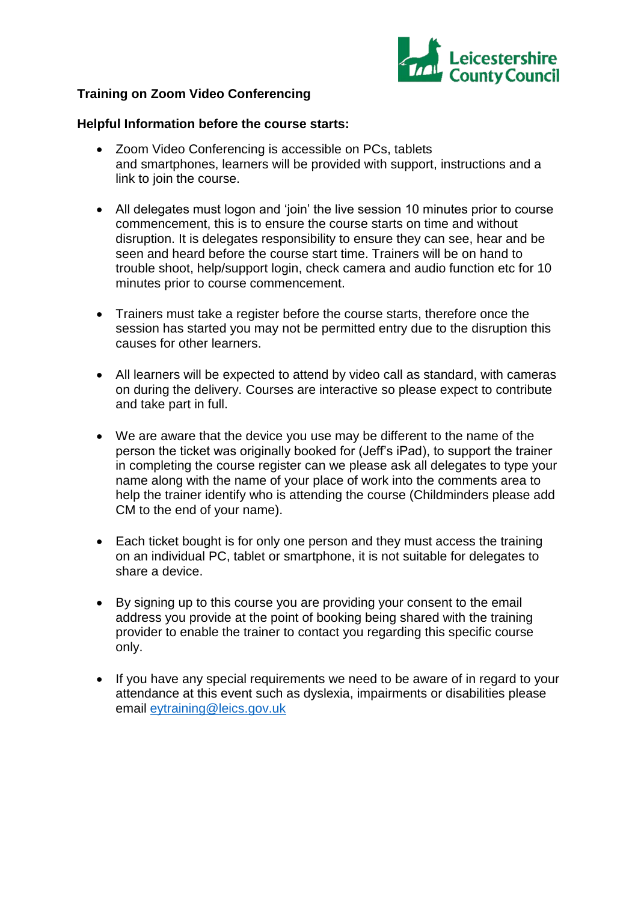**Training on Zoom Video Conferencing**

**Helpful Information before the course starts:**

- Zoom Video Conferencing is accessible on PCs, tablets and smartphones, learners will be provided with support, instructions and a link to join the course.

- All delegates must logon and 'join' the live session 10 minutes prior to course commencement, this is to ensure the course starts on time and without disruption. It is delegates responsibility to ensure they can see, hear and be seen and heard before the course start time. Trainers will be on hand to trouble shoot, help/support login, check camera and audio function etc for 10 minutes prior to course commencement.

- Trainers must take a register before the course starts, therefore once the session has started you may not be permitted entry due to the disruption this causes for other learners.

- All learners will be expected to attend by video call as standard, with cameras on during the delivery. Courses are interactive so please expect to contribute and take part in full.

- We are aware that the device you use may be different to the name of the person the ticket was originally booked for (Jeff's iPad), to support the trainer in completing the course register can we please ask all delegates to type your name along with the name of your place of work into the comments area to help the trainer identify who is attending the course (Childminders please add CM to the end of your name).

- Each ticket bought is for only one person and they must access the training on an individual PC, tablet or smartphone, it is not suitable for delegates to share a device.

- By signing up to this course you are providing your consent to the email address you provide at the point of booking being shared with the training provider to enable the trainer to contact you regarding this specific course only.

- If you have any special requirements we need to be aware of in regard to your attendance at this event such as dyslexia, impairments or disabilities please email eytraining@leics.gov.uk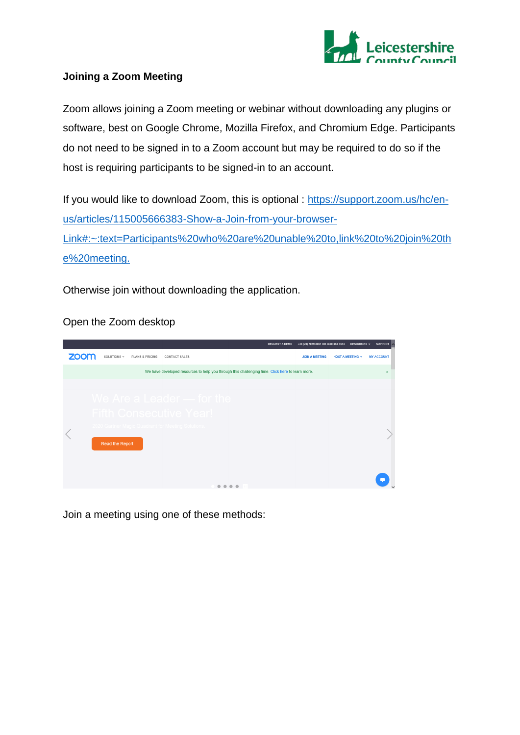**Joining a Zoom Meeting**

Zoom allows joining a Zoom meeting or webinar without downloading any plugins or software, best on Google Chrome, Mozilla Firefox, and Chromium Edge. Participants do not need to be signed in to a Zoom account but may be required to do so if the host is requiring participants to be signed-in to an account.

If you would like to download Zoom, this is optional : [https://support.zoom.us/hc/en-us/articles/115005666383-Show-a-Join-from-your-browser-Link#:~:text=Participants%20who%20are%20unable%20to,link%20to%20join%20the%20meeting.](https://support.zoom.us/hc/en-us/articles/115005666383-Show-a-Join-from-your-browser-Link#:~:text=Participants%20who%20are%20unable%20to,link%20to%20join%20the%20meeting.)

Otherwise join without downloading the application.

Open the Zoom desktop

Join a meeting using one of these methods: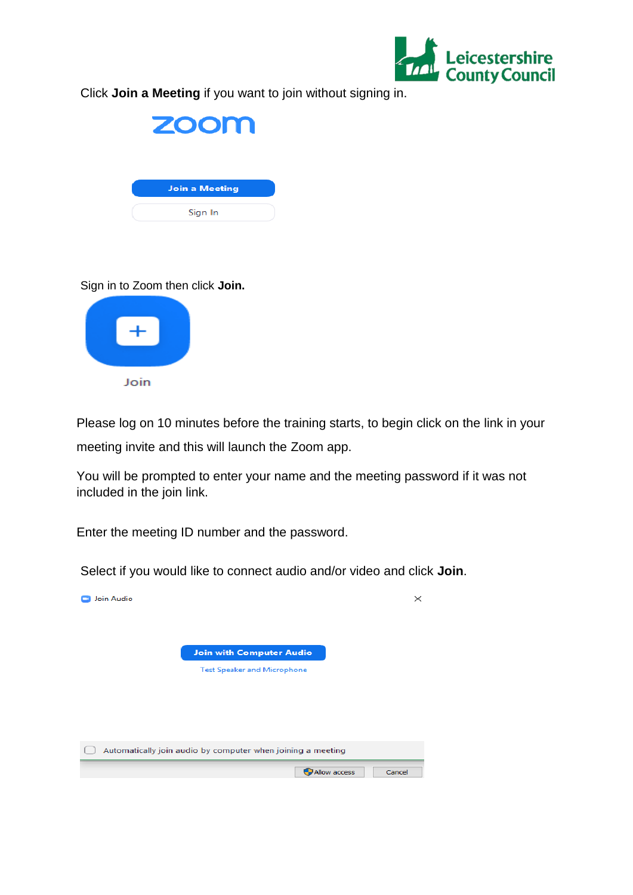Click **Join a Meeting** if you want to join without signing in.

Join a Meeting

Sign In

Sign in to Zoom then click **Join.**

Join

Please log on 10 minutes before the training starts, to begin click on the link in your meeting invite and this will launch the Zoom app.

You will be prompted to enter your name and the meeting password if it was not included in the join link.

Enter the meeting ID number and the password.

Select if you would like to connect audio and/or video and click **Join**.

Join Audio

Join with Computer Audio

Test Speaker and Microphone

Automatically join audio by computer when joining a meeting

Allow access Cancel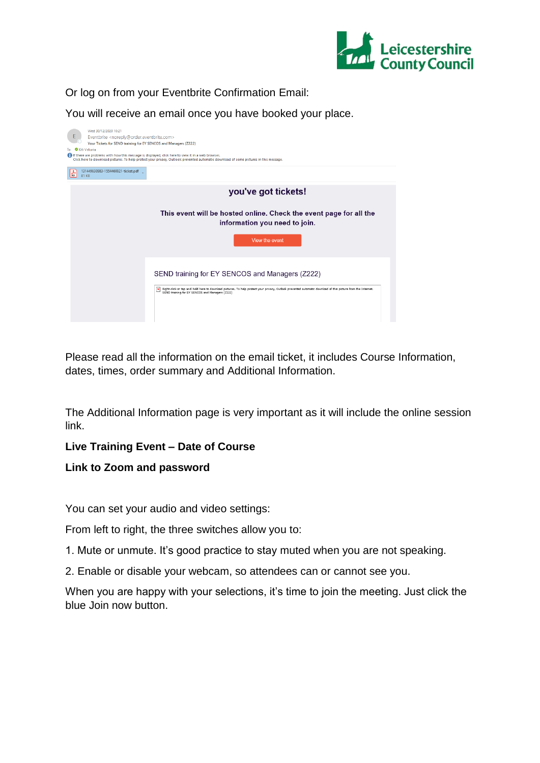Or log on from your Eventbrite Confirmation Email:

You will receive an email once you have booked your place.

Please read all the information on the email ticket, it includes Course Information, dates, times, order summary and Additional Information.

The Additional Information page is very important as it will include the online session link.

**Live Training Event – Date of Course**

**Link to Zoom and password**

You can set your audio and video settings:

From left to right, the three switches allow you to:

1. Mute or unmute. It's good practice to stay muted when you are not speaking.
2. Enable or disable your webcam, so attendees can or cannot see you.

When you are happy with your selections, it's time to join the meeting. Just click the blue Join now button.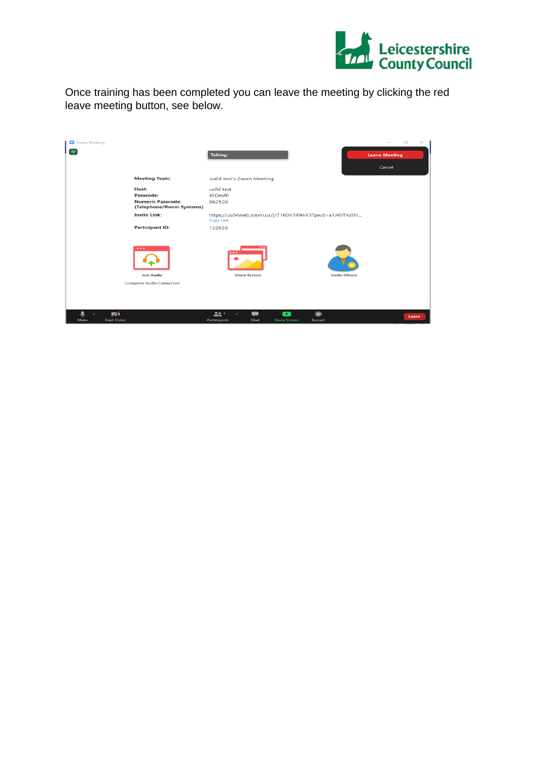Once training has been completed you can leave the meeting by clicking the red leave meeting button, see below.